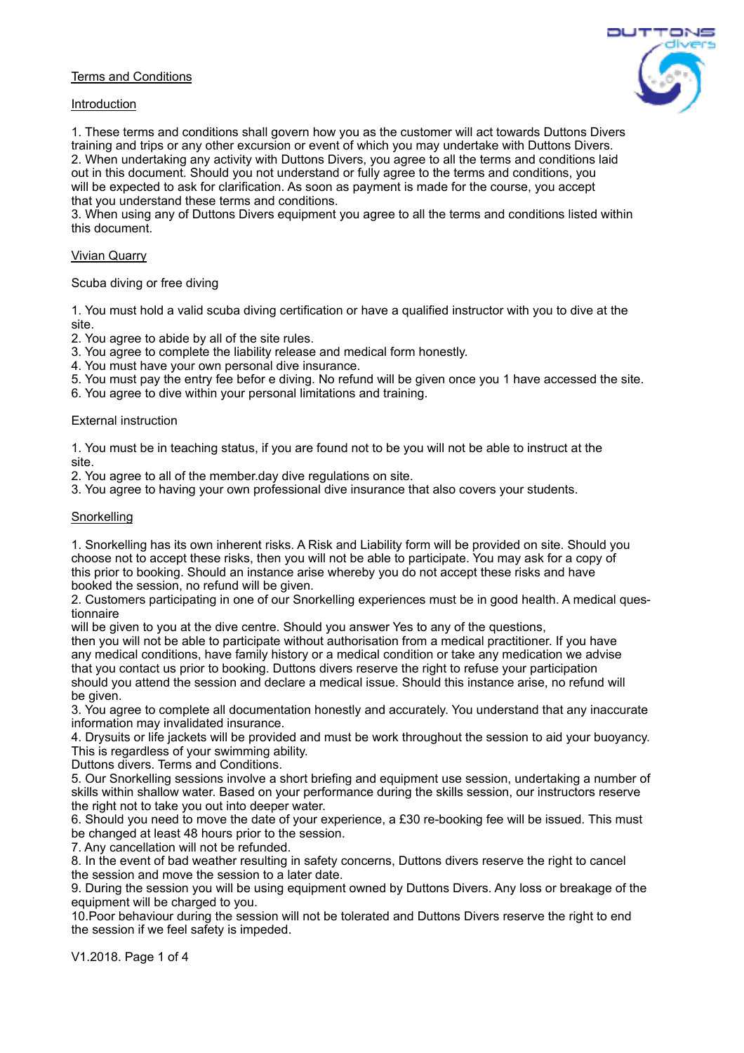## Terms and Conditions

### Introduction

1. These terms and conditions shall govern how you as the customer will act towards Duttons Divers training and trips or any other excursion or event of which you may undertake with Duttons Divers.
2. When undertaking any activity with Duttons Divers, you agree to all the terms and conditions laid out in this document. Should you not understand or fully agree to the terms and conditions, you will be expected to ask for clarification. As soon as payment is made for the course, you accept that you understand these terms and conditions.
3. When using any of Duttons Divers equipment you agree to all the terms and conditions listed within this document.

### Vivian Quarry

Scuba diving or free diving

1. You must hold a valid scuba diving certification or have a qualified instructor with you to dive at the site.
2. You agree to abide by all of the site rules.
3. You agree to complete the liability release and medical form honestly.
4. You must have your own personal dive insurance.
5. You must pay the entry fee befor e diving. No refund will be given once you 1 have accessed the site.
6. You agree to dive within your personal limitations and training.

External instruction

1. You must be in teaching status, if you are found not to be you will not be able to instruct at the site.
2. You agree to all of the member.day dive regulations on site.
3. You agree to having your own professional dive insurance that also covers your students.

### Snorkelling

1. Snorkelling has its own inherent risks. A Risk and Liability form will be provided on site. Should you choose not to accept these risks, then you will not be able to participate. You may ask for a copy of this prior to booking. Should an instance arise whereby you do not accept these risks and have booked the session, no refund will be given.
2. Customers participating in one of our Snorkelling experiences must be in good health. A medical ques-tionnaire will be given to you at the dive centre. Should you answer Yes to any of the questions, then you will not be able to participate without authorisation from a medical practitioner. If you have any medical conditions, have family history or a medical condition or take any medication we advise that you contact us prior to booking. Duttons divers reserve the right to refuse your participation should you attend the session and declare a medical issue. Should this instance arise, no refund will be given.
3. You agree to complete all documentation honestly and accurately. You understand that any inaccurate information may invalidated insurance.
4. Drysuits or life jackets will be provided and must be work throughout the session to aid your buoyancy. This is regardless of your swimming ability.

Duttons divers. Terms and Conditions.

5. Our Snorkelling sessions involve a short briefing and equipment use session, undertaking a number of skills within shallow water. Based on your performance during the skills session, our instructors reserve the right not to take you out into deeper water.
6. Should you need to move the date of your experience, a £30 re-booking fee will be issued. This must be changed at least 48 hours prior to the session.
7. Any cancellation will not be refunded.
8. In the event of bad weather resulting in safety concerns, Duttons divers reserve the right to cancel the session and move the session to a later date.
9. During the session you will be using equipment owned by Duttons Divers. Any loss or breakage of the equipment will be charged to you.
10. Poor behaviour during the session will not be tolerated and Duttons Divers reserve the right to end the session if we feel safety is impeded.

V1.2018.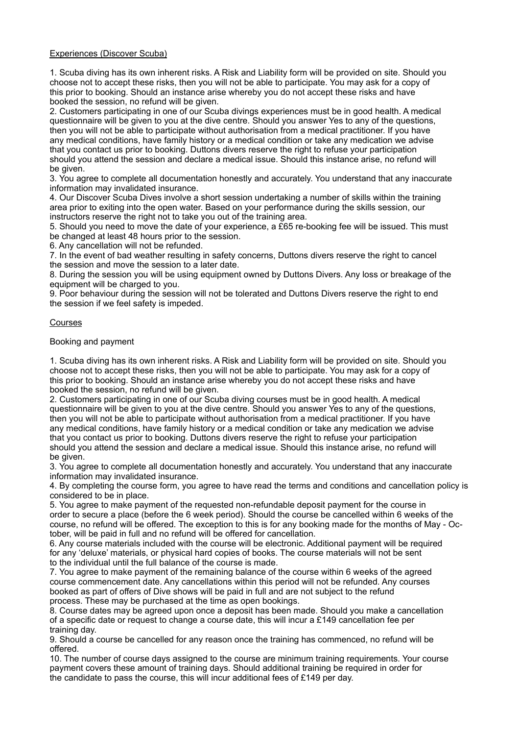Experiences (Discover Scuba)

1. Scuba diving has its own inherent risks. A Risk and Liability form will be provided on site. Should you choose not to accept these risks, then you will not be able to participate. You may ask for a copy of this prior to booking. Should an instance arise whereby you do not accept these risks and have booked the session, no refund will be given.
2. Customers participating in one of our Scuba divings experiences must be in good health. A medical questionnaire will be given to you at the dive centre. Should you answer Yes to any of the questions, then you will not be able to participate without authorisation from a medical practitioner. If you have any medical conditions, have family history or a medical condition or take any medication we advise that you contact us prior to booking. Duttons divers reserve the right to refuse your participation should you attend the session and declare a medical issue. Should this instance arise, no refund will be given.
3. You agree to complete all documentation honestly and accurately. You understand that any inaccurate information may invalidated insurance.
4. Our Discover Scuba Dives involve a short session undertaking a number of skills within the training area prior to exiting into the open water. Based on your performance during the skills session, our instructors reserve the right not to take you out of the training area.
5. Should you need to move the date of your experience, a £65 re-booking fee will be issued. This must be changed at least 48 hours prior to the session.
6. Any cancellation will not be refunded.
7. In the event of bad weather resulting in safety concerns, Duttons divers reserve the right to cancel the session and move the session to a later date.
8. During the session you will be using equipment owned by Duttons Divers. Any loss or breakage of the equipment will be charged to you.
9. Poor behaviour during the session will not be tolerated and Duttons Divers reserve the right to end the session if we feel safety is impeded.

Courses

Booking and payment

1. Scuba diving has its own inherent risks. A Risk and Liability form will be provided on site. Should you choose not to accept these risks, then you will not be able to participate. You may ask for a copy of this prior to booking. Should an instance arise whereby you do not accept these risks and have booked the session, no refund will be given.
2. Customers participating in one of our Scuba diving courses must be in good health. A medical questionnaire will be given to you at the dive centre. Should you answer Yes to any of the questions, then you will not be able to participate without authorisation from a medical practitioner. If you have any medical conditions, have family history or a medical condition or take any medication we advise that you contact us prior to booking. Duttons divers reserve the right to refuse your participation should you attend the session and declare a medical issue. Should this instance arise, no refund will be given.
3. You agree to complete all documentation honestly and accurately. You understand that any inaccurate information may invalidated insurance.
4. By completing the course form, you agree to have read the terms and conditions and cancellation policy is considered to be in place.
5. You agree to make payment of the requested non-refundable deposit payment for the course in order to secure a place (before the 6 week period). Should the course be cancelled within 6 weeks of the course, no refund will be offered. The exception to this is for any booking made for the months of May - October, will be paid in full and no refund will be offered for cancellation.
6. Any course materials included with the course will be electronic. Additional payment will be required for any 'deluxe' materials, or physical hard copies of books. The course materials will not be sent to the individual until the full balance of the course is made.
7. You agree to make payment of the remaining balance of the course within 6 weeks of the agreed course commencement date. Any cancellations within this period will not be refunded. Any courses booked as part of offers of Dive shows will be paid in full and are not subject to the refund process. These may be purchased at the time as open bookings.
8. Course dates may be agreed upon once a deposit has been made. Should you make a cancellation of a specific date or request to change a course date, this will incur a £149 cancellation fee per training day.
9. Should a course be cancelled for any reason once the training has commenced, no refund will be offered.
10. The number of course days assigned to the course are minimum training requirements. Your course payment covers these amount of training days. Should additional training be required in order for the candidate to pass the course, this will incur additional fees of £149 per day.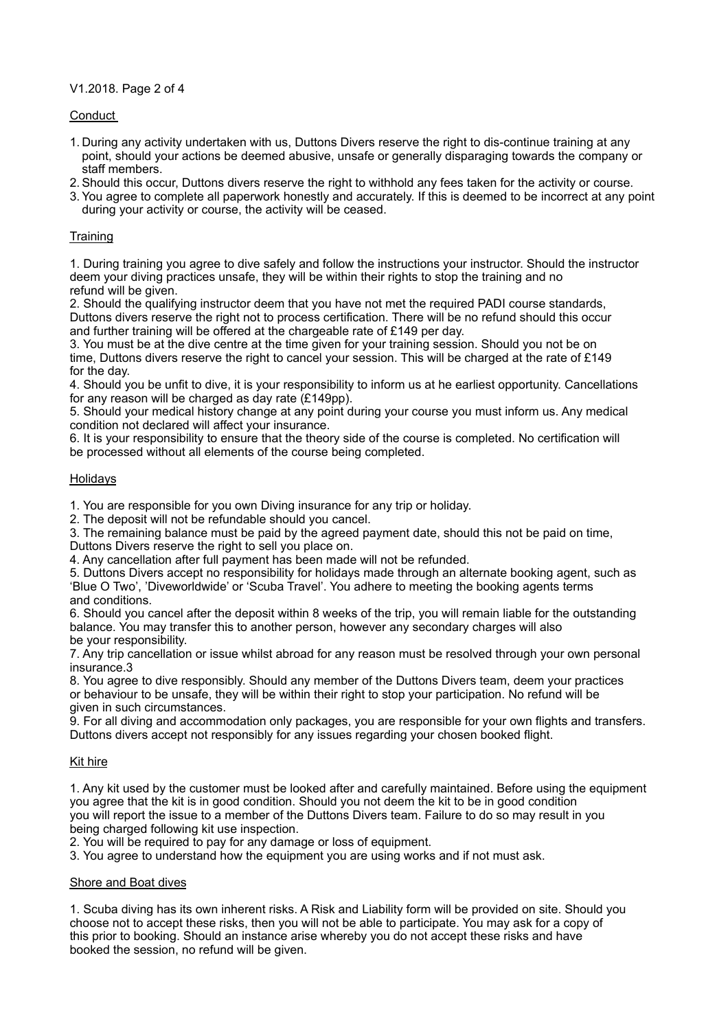## Conduct

1. During any activity undertaken with us, Duttons Divers reserve the right to dis-continue training at any point, should your actions be deemed abusive, unsafe or generally disparaging towards the company or staff members.
2. Should this occur, Duttons divers reserve the right to withhold any fees taken for the activity or course.
3. You agree to complete all paperwork honestly and accurately. If this is deemed to be incorrect at any point during your activity or course, the activity will be ceased.

## Training

1. During training you agree to dive safely and follow the instructions your instructor. Should the instructor deem your diving practices unsafe, they will be within their rights to stop the training and no refund will be given.
2. Should the qualifying instructor deem that you have not met the required PADI course standards, Duttons divers reserve the right not to process certification. There will be no refund should this occur and further training will be offered at the chargeable rate of £149 per day.
3. You must be at the dive centre at the time given for your training session. Should you not be on time, Duttons divers reserve the right to cancel your session. This will be charged at the rate of £149 for the day.
4. Should you be unfit to dive, it is your responsibility to inform us at he earliest opportunity. Cancellations for any reason will be charged as day rate (£149pp).
5. Should your medical history change at any point during your course you must inform us. Any medical condition not declared will affect your insurance.
6. It is your responsibility to ensure that the theory side of the course is completed. No certification will be processed without all elements of the course being completed.

## Holidays

1. You are responsible for you own Diving insurance for any trip or holiday.
2. The deposit will not be refundable should you cancel.
3. The remaining balance must be paid by the agreed payment date, should this not be paid on time, Duttons Divers reserve the right to sell you place on.
4. Any cancellation after full payment has been made will not be refunded.
5. Duttons Divers accept no responsibility for holidays made through an alternate booking agent, such as 'Blue O Two', 'Diveworldwide' or 'Scuba Travel'. You adhere to meeting the booking agents terms and conditions.
6. Should you cancel after the deposit within 8 weeks of the trip, you will remain liable for the outstanding balance. You may transfer this to another person, however any secondary charges will also be your responsibility.
7. Any trip cancellation or issue whilst abroad for any reason must be resolved through your own personal insurance.3
8. You agree to dive responsibly. Should any member of the Duttons Divers team, deem your practices or behaviour to be unsafe, they will be within their right to stop your participation. No refund will be given in such circumstances.
9. For all diving and accommodation only packages, you are responsible for your own flights and transfers. Duttons divers accept not responsibly for any issues regarding your chosen booked flight.

## Kit hire

1. Any kit used by the customer must be looked after and carefully maintained. Before using the equipment you agree that the kit is in good condition. Should you not deem the kit to be in good condition you will report the issue to a member of the Duttons Divers team. Failure to do so may result in you being charged following kit use inspection.
2. You will be required to pay for any damage or loss of equipment.
3. You agree to understand how the equipment you are using works and if not must ask.

## Shore and Boat dives

1. Scuba diving has its own inherent risks. A Risk and Liability form will be provided on site. Should you choose not to accept these risks, then you will not be able to participate. You may ask for a copy of this prior to booking. Should an instance arise whereby you do not accept these risks and have booked the session, no refund will be given.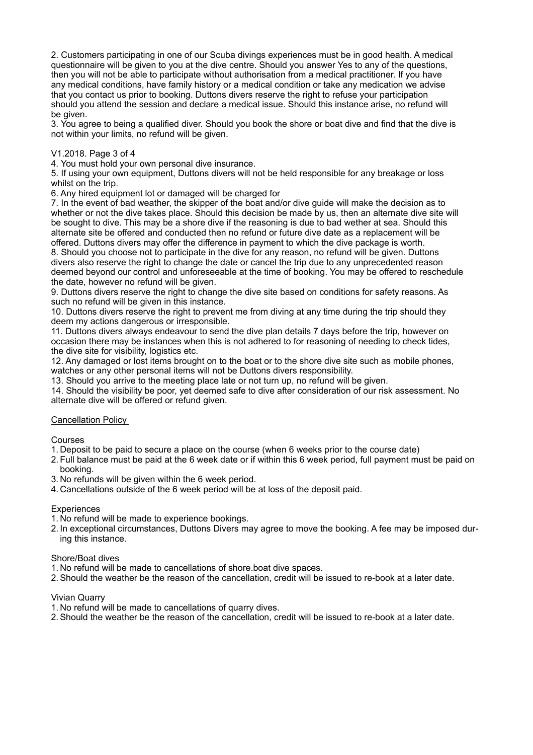2. Customers participating in one of our Scuba divings experiences must be in good health. A medical questionnaire will be given to you at the dive centre. Should you answer Yes to any of the questions, then you will not be able to participate without authorisation from a medical practitioner. If you have any medical conditions, have family history or a medical condition or take any medication we advise that you contact us prior to booking. Duttons divers reserve the right to refuse your participation should you attend the session and declare a medical issue. Should this instance arise, no refund will be given.
3. You agree to being a qualified diver. Should you book the shore or boat dive and find that the dive is not within your limits, no refund will be given.

V1.2018. Page 3 of 4

4. You must hold your own personal dive insurance.
5. If using your own equipment, Duttons divers will not be held responsible for any breakage or loss whilst on the trip.
6. Any hired equipment lot or damaged will be charged for
7. In the event of bad weather, the skipper of the boat and/or dive guide will make the decision as to whether or not the dive takes place. Should this decision be made by us, then an alternate dive site will be sought to dive. This may be a shore dive if the reasoning is due to bad wether at sea. Should this alternate site be offered and conducted then no refund or future dive date as a replacement will be offered. Duttons divers may offer the difference in payment to which the dive package is worth.
8. Should you choose not to participate in the dive for any reason, no refund will be given. Duttons divers also reserve the right to change the date or cancel the trip due to any unprecedented reason deemed beyond our control and unforeseeable at the time of booking. You may be offered to reschedule the date, however no refund will be given.
9. Duttons divers reserve the right to change the dive site based on conditions for safety reasons. As such no refund will be given in this instance.
10. Duttons divers reserve the right to prevent me from diving at any time during the trip should they deem my actions dangerous or irresponsible.
11. Duttons divers always endeavour to send the dive plan details 7 days before the trip, however on occasion there may be instances when this is not adhered to for reasoning of needing to check tides, the dive site for visibility, logistics etc.
12. Any damaged or lost items brought on to the boat or to the shore dive site such as mobile phones, watches or any other personal items will not be Duttons divers responsibility.
13. Should you arrive to the meeting place late or not turn up, no refund will be given.
14. Should the visibility be poor, yet deemed safe to dive after consideration of our risk assessment. No alternate dive will be offered or refund given.

Cancellation Policy

Courses

1. Deposit to be paid to secure a place on the course (when 6 weeks prior to the course date)
2. Full balance must be paid at the 6 week date or if within this 6 week period, full payment must be paid on booking.
3. No refunds will be given within the 6 week period.
4. Cancellations outside of the 6 week period will be at loss of the deposit paid.

Experiences

1. No refund will be made to experience bookings.
2. In exceptional circumstances, Duttons Divers may agree to move the booking. A fee may be imposed during this instance.

Shore/Boat dives

1. No refund will be made to cancellations of shore.boat dive spaces.
2. Should the weather be the reason of the cancellation, credit will be issued to re-book at a later date.

Vivian Quarry

1. No refund will be made to cancellations of quarry dives.
2. Should the weather be the reason of the cancellation, credit will be issued to re-book at a later date.